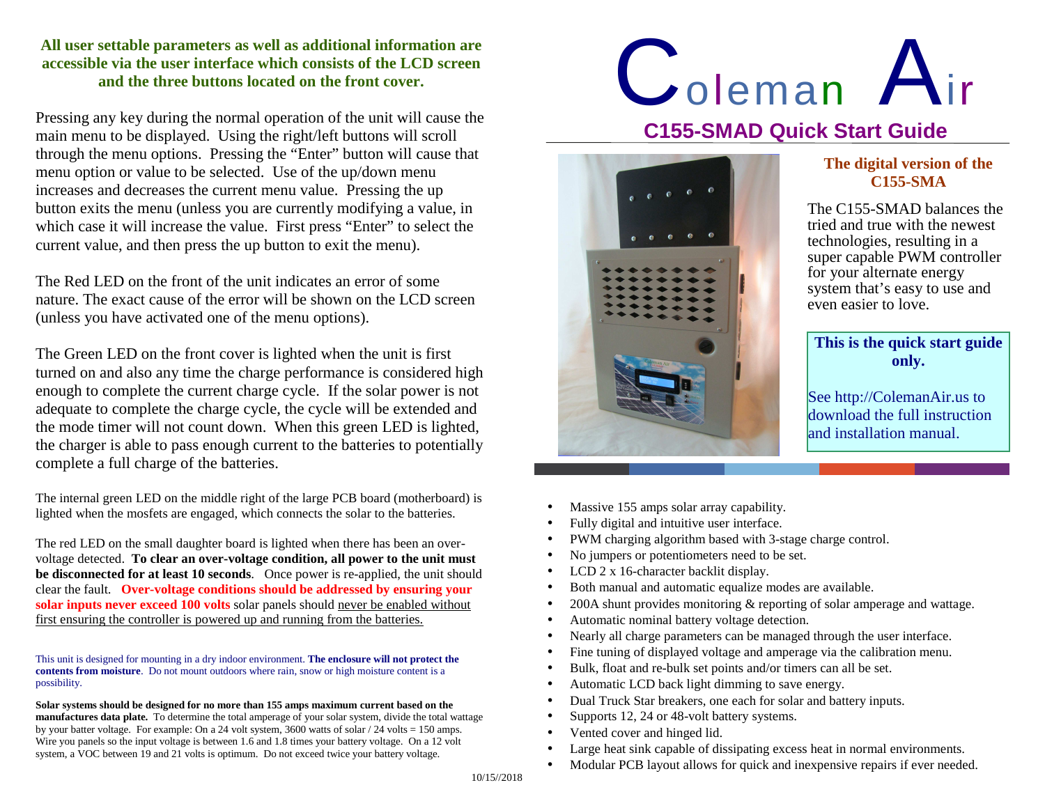# Coleman Air

## C155-SMAD Quick Start Guide

### The digital version of the C155-SMA

The C155-SMAD balances the tried and true with the newest technologies, resulting in a super capable PWM controller for your alternate energy system that's easy to use and even easier to love.

**This is the quick start guide only.**

See http://ColemanAir.us to download the full instruction and installation manual.

- Massive 155 amps solar array capability.
- Fully digital and intuitive user interface.
- PWM charging algorithm based with 3-stage charge control.
- No jumpers or potentiometers need to be set.
- LCD 2 x 16-character backlit display.
- Both manual and automatic equalize modes are available.
- 200A shunt provides monitoring & reporting of solar amperage and wattage.
- Automatic nominal battery voltage detection.
- Nearly all charge parameters can be managed through the user interface.
- Fine tuning of displayed voltage and amperage via the calibration menu.
- Bulk, float and re-bulk set points and/or timers can all be set.
- Automatic LCD back light dimming to save energy.
- Dual Truck Star breakers, one each for solar and battery inputs.
- Supports 12, 24 or 48-volt battery systems.
- Vented cover and hinged lid.
- Large heat sink capable of dissipating excess heat in normal environments.
- Modular PCB layout allows for quick and inexpensive repairs if ever needed.

**All user settable parameters as well as additional information are accessible via the user interface which consists of the LCD screen and the three buttons located on the front cover.**

Pressing any key during the normal operation of the unit will cause the main menu to be displayed. Using the right/left buttons will scroll through the menu options. Pressing the "Enter" button will cause that menu option or value to be selected. Use of the up/down menu increases and decreases the current menu value. Pressing the up button exits the menu (unless you are currently modifying a value, in which case it will increase the value. First press "Enter" to select the current value, and then press the up button to exit the menu).

The Red LED on the front of the unit indicates an error of some nature. The exact cause of the error will be shown on the LCD screen (unless you have activated one of the menu options).

The Green LED on the front cover is lighted when the unit is first turned on and also any time the charge performance is considered high enough to complete the current charge cycle. If the solar power is not adequate to complete the charge cycle, the cycle will be extended and the mode timer will not count down. When this green LED is lighted, the charger is able to pass enough current to the batteries to potentially complete a full charge of the batteries.

The internal green LED on the middle right of the large PCB board (motherboard) is lighted when the mosfets are engaged, which connects the solar to the batteries.

The red LED on the small daughter board is lighted when there has been an over-voltage detected. **To clear an over-voltage condition, all power to the unit must be disconnected for at least 10 seconds**. Once power is re-applied, the unit should clear the fault. **Over-voltage conditions should be addressed by ensuring your solar inputs never exceed 100 volts** solar panels should never be enabled without first ensuring the controller is powered up and running from the batteries.

This unit is designed for mounting in a dry indoor environment. **The enclosure will not protect the contents from moisture**. Do not mount outdoors where rain, snow or high moisture content is a possibility.

**Solar systems should be designed for no more than 155 amps maximum current based on the manufactures data plate.** To determine the total amperage of your solar system, divide the total wattage by your batter voltage. For example: On a 24 volt system, 3600 watts of solar / 24 volts = 150 amps. Wire you panels so the input voltage is between 1.6 and 1.8 times your battery voltage. On a 12 volt system, a VOC between 19 and 21 volts is optimum. Do not exceed twice your battery voltage.

10/15//2018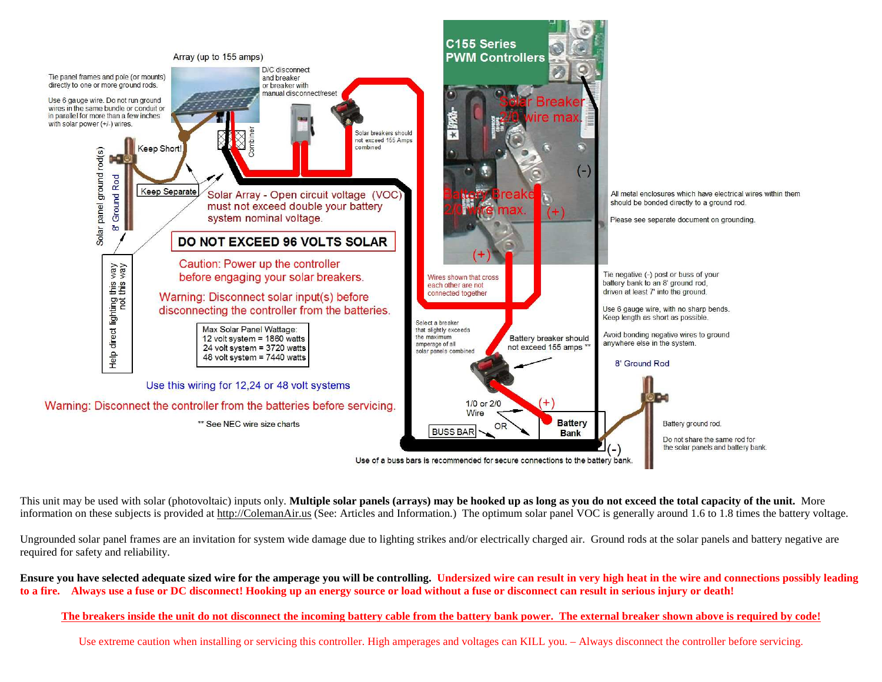Array (up to 155 amps)

Tie panel frames and pole (or mounts) directly to one or more ground rods.

Use 6 gauge wire. Do not run ground wires in the same bundle or conduit or in parallel for more than a few inches with solar power (+/-) wires.

Keep Short!

Keep Separate

Solar panel ground rod(s)

8' Ground Rod

Help direct lighting this way not this way

Combiner

D/C disconnect and breaker or breaker with manual disconnect/reset

Solar breakers should not exceed 155 Amps combined

Solar Array - Open circuit voltage (VOC) must not exceed double your battery system nominal voltage.

**DO NOT EXCEED 96 VOLTS SOLAR**

Caution: Power up the controller before engaging your solar breakers.

Warning: Disconnect solar input(s) before disconnecting the controller from the batteries.

| |
|---|
| Max Solar Panel Wattage: |
| 12 volt system = 1860 watts |
| 24 volt system = 3720 watts |
| 48 volt system = 7440 watts |

Use this wiring for 12,24 or 48 volt systems

Warning: Disconnect the controller from the batteries before servicing.

** See NEC wire size charts

C155 Series PWM Controllers

Solar Breaker 2/0 wire max.

Battery Breaker 2/0 wire max.

(-)

(+)

(+)

Wires shown that cross each other are not connected together

Select a breaker that slightly exceeds the maximum amperage of all solar panels combined

Battery breaker should not exceed 155 amps **

1/0 or 2/0 Wire

OR

BUSS BAR

(+)

Battery Bank

(-)

Use of a buss bars is recommended for secure connections to the battery bank.

All metal enclosures which have electrical wires within them should be bonded directly to a ground rod.

Please see separate document on grounding.

Tie negative (-) post or buss of your battery bank to an 8' ground rod, driven at least 7' into the ground.

Use 6 gauge wire, with no sharp bends. Keep length as short as possible.

Avoid bonding negative wires to ground anywhere else in the system.

8' Ground Rod

Battery ground rod.

Do not share the same rod for the solar panels and battery bank.

This unit may be used with solar (photovoltaic) inputs only. **Multiple solar panels (arrays) may be hooked up as long as you do not exceed the total capacity of the unit.** More information on these subjects is provided at http://ColemanAir.us (See: Articles and Information.) The optimum solar panel VOC is generally around 1.6 to 1.8 times the battery voltage.

Ungrounded solar panel frames are an invitation for system wide damage due to lighting strikes and/or electrically charged air. Ground rods at the solar panels and battery negative are required for safety and reliability.

**Ensure you have selected adequate sized wire for the amperage you will be controlling. Undersized wire can result in very high heat in the wire and connections possibly leading to a fire. Always use a fuse or DC disconnect! Hooking up an energy source or load without a fuse or disconnect can result in serious injury or death!**

**The breakers inside the unit do not disconnect the incoming battery cable from the battery bank power. The external breaker shown above is required by code!**

Use extreme caution when installing or servicing this controller. High amperages and voltages can KILL you. – Always disconnect the controller before servicing.